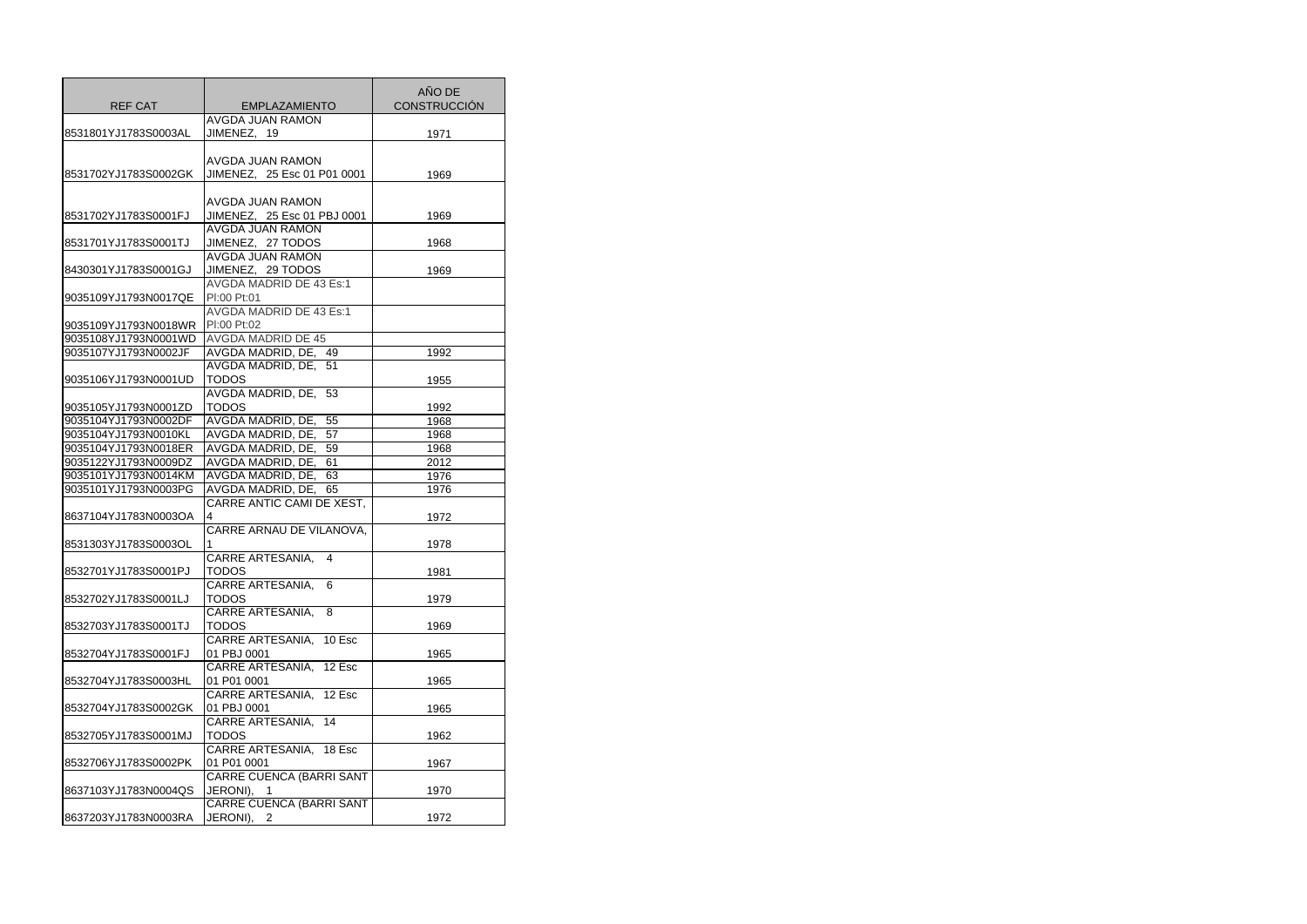| REF CAT | EMPLAZAMIENTO | AÑO DE CONSTRUCCIÓN |
|---|---|---|
| 8531801YJ1783S0003AL | AVGDA JUAN RAMON JIMENEZ, 19 | 1971 |
| 8531702YJ1783S0002GK | AVGDA JUAN RAMON JIMENEZ, 25 Esc 01 P01 0001 | 1969 |
| 8531702YJ1783S0001FJ | AVGDA JUAN RAMON JIMENEZ, 25 Esc 01 PBJ 0001 | 1969 |
| 8531701YJ1783S0001TJ | AVGDA JUAN RAMON JIMENEZ, 27 TODOS | 1968 |
| 8430301YJ1783S0001GJ | AVGDA JUAN RAMON JIMENEZ, 29 TODOS | 1969 |
| 9035109YJ1793N0017QE | AVGDA MADRID DE 43 Es:1 Pl:00 Pt:01 | |
| 9035109YJ1793N0018WR | AVGDA MADRID DE 43 Es:1 Pl:00 Pt:02 | |
| 9035108YJ1793N0001WD | AVGDA MADRID DE 45 | |
| 9035107YJ1793N0002JF | AVGDA MADRID, DE, 49 | 1992 |
| 9035106YJ1793N0001UD | AVGDA MADRID, DE, 51 TODOS | 1955 |
| 9035105YJ1793N0001ZD | AVGDA MADRID, DE, 53 TODOS | 1992 |
| 9035104YJ1793N0002DF | AVGDA MADRID, DE, 55 | 1968 |
| 9035104YJ1793N0010KL | AVGDA MADRID, DE, 57 | 1968 |
| 9035104YJ1793N0018ER | AVGDA MADRID, DE, 59 | 1968 |
| 9035122YJ1793N0009DZ | AVGDA MADRID, DE, 61 | 2012 |
| 9035101YJ1793N0014KM | AVGDA MADRID, DE, 63 | 1976 |
| 9035101YJ1793N0003PG | AVGDA MADRID, DE, 65 | 1976 |
| 8637104YJ1783N0003OA | CARRE ANTIC CAMI DE XEST, 4 | 1972 |
| 8531303YJ1783S0003OL | CARRE ARNAU DE VILANOVA, 1 | 1978 |
| 8532701YJ1783S0001PJ | CARRE ARTESANIA, 4 TODOS | 1981 |
| 8532702YJ1783S0001LJ | CARRE ARTESANIA, 6 TODOS | 1979 |
| 8532703YJ1783S0001TJ | CARRE ARTESANIA, 8 TODOS | 1969 |
| 8532704YJ1783S0001FJ | CARRE ARTESANIA, 10 Esc 01 PBJ 0001 | 1965 |
| 8532704YJ1783S0003HL | CARRE ARTESANIA, 12 Esc 01 P01 0001 | 1965 |
| 8532704YJ1783S0002GK | CARRE ARTESANIA, 12 Esc 01 PBJ 0001 | 1965 |
| 8532705YJ1783S0001MJ | CARRE ARTESANIA, 14 TODOS | 1962 |
| 8532706YJ1783S0002PK | CARRE ARTESANIA, 18 Esc 01 P01 0001 | 1967 |
| 8637103YJ1783N0004QS | CARRE CUENCA (BARRI SANT JERONI), 1 | 1970 |
| 8637203YJ1783N0003RA | CARRE CUENCA (BARRI SANT JERONI), 2 | 1972 |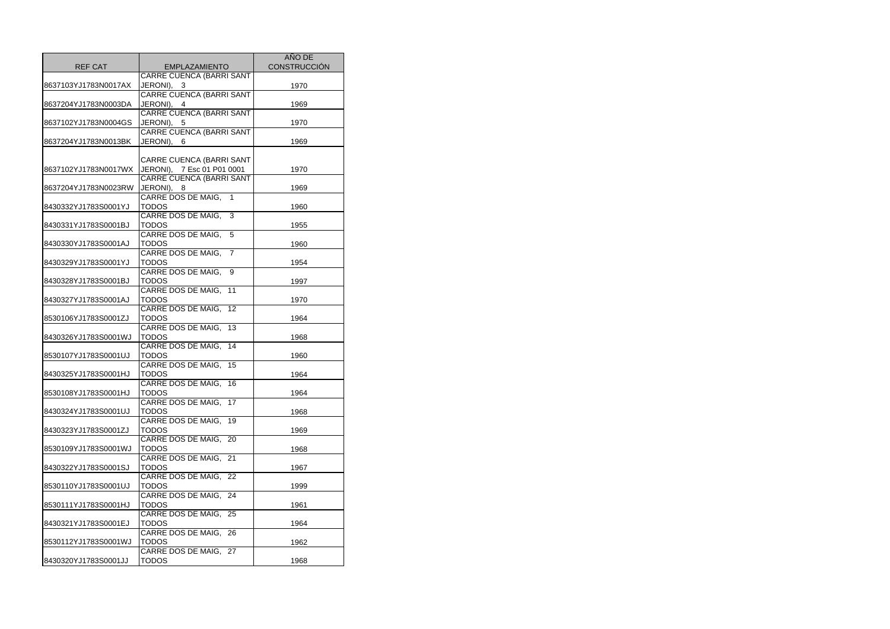| REF CAT | EMPLAZAMIENTO | AÑO DE CONSTRUCCIÓN |
| --- | --- | --- |
| 8637103YJ1783N0017AX | CARRE CUENCA (BARRI SANT JERONI), 3 | 1970 |
| 8637204YJ1783N0003DA | CARRE CUENCA (BARRI SANT JERONI), 4 | 1969 |
| 8637102YJ1783N0004GS | CARRE CUENCA (BARRI SANT JERONI), 5 | 1970 |
| 8637204YJ1783N0013BK | CARRE CUENCA (BARRI SANT JERONI), 6 | 1969 |
| 8637102YJ1783N0017WX | CARRE CUENCA (BARRI SANT JERONI), 7 Esc 01 P01 0001 | 1970 |
| 8637204YJ1783N0023RW | CARRE CUENCA (BARRI SANT JERONI), 8 | 1969 |
| 8430332YJ1783S0001YJ | CARRE DOS DE MAIG, 1 TODOS | 1960 |
| 8430331YJ1783S0001BJ | CARRE DOS DE MAIG, 3 TODOS | 1955 |
| 8430330YJ1783S0001AJ | CARRE DOS DE MAIG, 5 TODOS | 1960 |
| 8430329YJ1783S0001YJ | CARRE DOS DE MAIG, 7 TODOS | 1954 |
| 8430328YJ1783S0001BJ | CARRE DOS DE MAIG, 9 TODOS | 1997 |
| 8430327YJ1783S0001AJ | CARRE DOS DE MAIG, 11 TODOS | 1970 |
| 8530106YJ1783S0001ZJ | CARRE DOS DE MAIG, 12 TODOS | 1964 |
| 8430326YJ1783S0001WJ | CARRE DOS DE MAIG, 13 TODOS | 1968 |
| 8530107YJ1783S0001UJ | CARRE DOS DE MAIG, 14 TODOS | 1960 |
| 8430325YJ1783S0001HJ | CARRE DOS DE MAIG, 15 TODOS | 1964 |
| 8530108YJ1783S0001HJ | CARRE DOS DE MAIG, 16 TODOS | 1964 |
| 8430324YJ1783S0001UJ | CARRE DOS DE MAIG, 17 TODOS | 1968 |
| 8430323YJ1783S0001ZJ | CARRE DOS DE MAIG, 19 TODOS | 1969 |
| 8530109YJ1783S0001WJ | CARRE DOS DE MAIG, 20 TODOS | 1968 |
| 8430322YJ1783S0001SJ | CARRE DOS DE MAIG, 21 TODOS | 1967 |
| 8530110YJ1783S0001UJ | CARRE DOS DE MAIG, 22 TODOS | 1999 |
| 8530111YJ1783S0001HJ | CARRE DOS DE MAIG, 24 TODOS | 1961 |
| 8430321YJ1783S0001EJ | CARRE DOS DE MAIG, 25 TODOS | 1964 |
| 8530112YJ1783S0001WJ | CARRE DOS DE MAIG, 26 TODOS | 1962 |
| 8430320YJ1783S0001JJ | CARRE DOS DE MAIG, 27 TODOS | 1968 |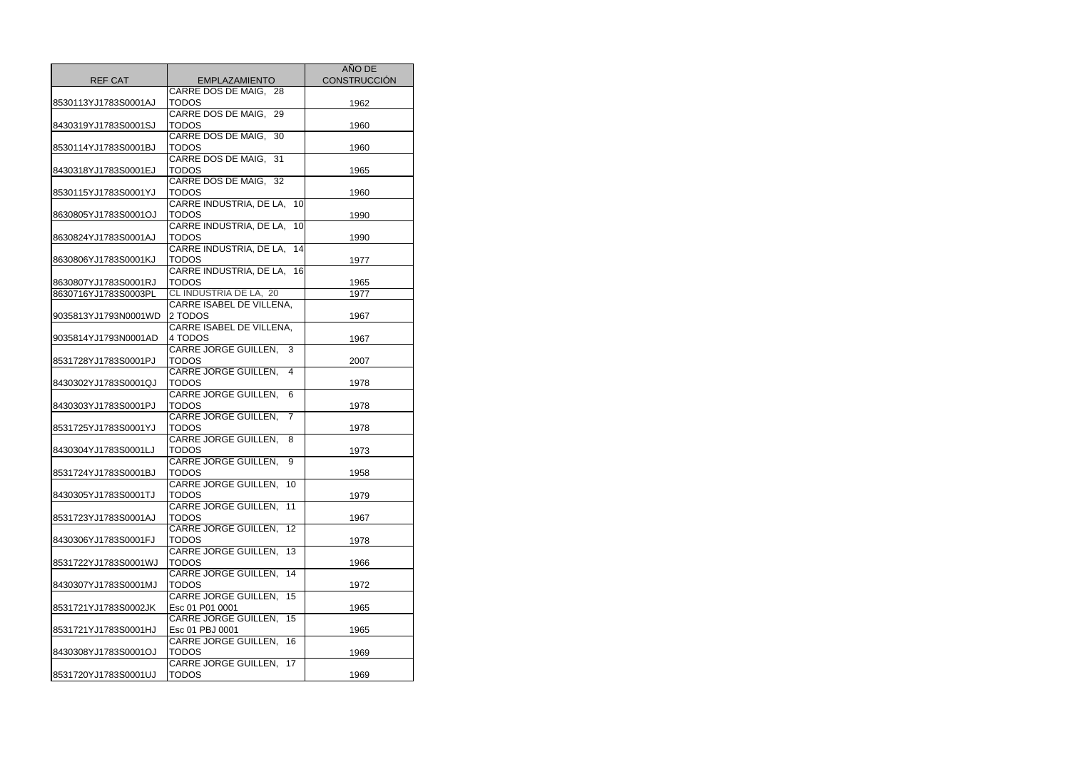| REF CAT | EMPLAZAMIENTO | AÑO DE CONSTRUCCIÓN |
|---|---|---|
| 8530113YJ1783S0001AJ | CARRE DOS DE MAIG, 28 TODOS | 1962 |
| 8430319YJ1783S0001SJ | CARRE DOS DE MAIG, 29 TODOS | 1960 |
| 8530114YJ1783S0001BJ | CARRE DOS DE MAIG, 30 TODOS | 1960 |
| 8430318YJ1783S0001EJ | CARRE DOS DE MAIG, 31 TODOS | 1965 |
| 8530115YJ1783S0001YJ | CARRE DOS DE MAIG, 32 TODOS | 1960 |
| 8630805YJ1783S0001OJ | CARRE INDUSTRIA, DE LA, 10 TODOS | 1990 |
| 8630824YJ1783S0001AJ | CARRE INDUSTRIA, DE LA, 10 TODOS | 1990 |
| 8630806YJ1783S0001KJ | CARRE INDUSTRIA, DE LA, 14 TODOS | 1977 |
| 8630807YJ1783S0001RJ | CARRE INDUSTRIA, DE LA, 16 TODOS | 1965 |
| 8630716YJ1783S0003PL | CL INDUSTRIA DE LA, 20 | 1977 |
| 9035813YJ1793N0001WD | CARRE ISABEL DE VILLENA, 2 TODOS | 1967 |
| 9035814YJ1793N0001AD | CARRE ISABEL DE VILLENA, 4 TODOS | 1967 |
| 8531728YJ1783S0001PJ | CARRE JORGE GUILLEN, 3 TODOS | 2007 |
| 8430302YJ1783S0001QJ | CARRE JORGE GUILLEN, 4 TODOS | 1978 |
| 8430303YJ1783S0001PJ | CARRE JORGE GUILLEN, 6 TODOS | 1978 |
| 8531725YJ1783S0001YJ | CARRE JORGE GUILLEN, 7 TODOS | 1978 |
| 8430304YJ1783S0001LJ | CARRE JORGE GUILLEN, 8 TODOS | 1973 |
| 8531724YJ1783S0001BJ | CARRE JORGE GUILLEN, 9 TODOS | 1958 |
| 8430305YJ1783S0001TJ | CARRE JORGE GUILLEN, 10 TODOS | 1979 |
| 8531723YJ1783S0001AJ | CARRE JORGE GUILLEN, 11 TODOS | 1967 |
| 8430306YJ1783S0001FJ | CARRE JORGE GUILLEN, 12 TODOS | 1978 |
| 8531722YJ1783S0001WJ | CARRE JORGE GUILLEN, 13 TODOS | 1966 |
| 8430307YJ1783S0001MJ | CARRE JORGE GUILLEN, 14 TODOS | 1972 |
| 8531721YJ1783S0002JK | CARRE JORGE GUILLEN, 15 Esc 01 P01 0001 | 1965 |
| 8531721YJ1783S0001HJ | CARRE JORGE GUILLEN, 15 Esc 01 PBJ 0001 | 1965 |
| 8430308YJ1783S0001OJ | CARRE JORGE GUILLEN, 16 TODOS | 1969 |
| 8531720YJ1783S0001UJ | CARRE JORGE GUILLEN, 17 TODOS | 1969 |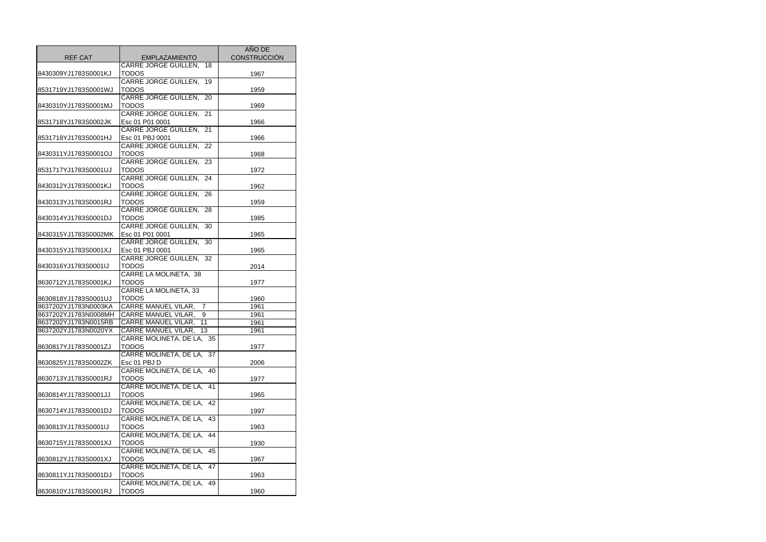| REF CAT | EMPLAZAMIENTO | AÑO DE CONSTRUCCIÓN |
|---|---|---|
| 8430309YJ1783S0001KJ | CARRE JORGE GUILLEN, 18 TODOS | 1967 |
| 8531719YJ1783S0001WJ | CARRE JORGE GUILLEN, 19 TODOS | 1959 |
| 8430310YJ1783S0001MJ | CARRE JORGE GUILLEN, 20 TODOS | 1969 |
| 8531718YJ1783S0002JK | CARRE JORGE GUILLEN, 21 Esc 01 P01 0001 | 1966 |
| 8531718YJ1783S0001HJ | CARRE JORGE GUILLEN, 21 Esc 01 PBJ 0001 | 1966 |
| 8430311YJ1783S0001OJ | CARRE JORGE GUILLEN, 22 TODOS | 1968 |
| 8531717YJ1783S0001UJ | CARRE JORGE GUILLEN, 23 TODOS | 1972 |
| 8430312YJ1783S0001KJ | CARRE JORGE GUILLEN, 24 TODOS | 1962 |
| 8430313YJ1783S0001RJ | CARRE JORGE GUILLEN, 26 TODOS | 1959 |
| 8430314YJ1783S0001DJ | CARRE JORGE GUILLEN, 28 TODOS | 1985 |
| 8430315YJ1783S0002MK | CARRE JORGE GUILLEN, 30 Esc 01 P01 0001 | 1965 |
| 8430315YJ1783S0001XJ | CARRE JORGE GUILLEN, 30 Esc 01 PBJ 0001 | 1965 |
| 8430316YJ1783S0001IJ | CARRE JORGE GUILLEN, 32 TODOS | 2014 |
| 8630712YJ1783S0001KJ | CARRE LA MOLINETA, 38 TODOS | 1977 |
| 8630818YJ1783S0001UJ | CARRE LA MOLINETA, 33 TODOS | 1960 |
| 8637202YJ1783N0003KA | CARRE MANUEL VILAR, 7 | 1961 |
| 8637202YJ1783N0008MH | CARRE MANUEL VILAR, 9 | 1961 |
| 8637202YJ1783N0015RB | CARRE MANUEL VILAR, 11 | 1961 |
| 8637202YJ1783N0020YX | CARRE MANUEL VILAR, 13 | 1961 |
| 8630817YJ1783S0001ZJ | CARRE MOLINETA, DE LA, 35 TODOS | 1977 |
| 8630825YJ1783S0002ZK | CARRE MOLINETA, DE LA, 37 Esc 01 PBJ D | 2006 |
| 8630713YJ1783S0001RJ | CARRE MOLINETA, DE LA, 40 TODOS | 1977 |
| 8630814YJ1783S0001JJ | CARRE MOLINETA, DE LA, 41 TODOS | 1965 |
| 8630714YJ1783S0001DJ | CARRE MOLINETA, DE LA, 42 TODOS | 1997 |
| 8630813YJ1783S0001IJ | CARRE MOLINETA, DE LA, 43 TODOS | 1963 |
| 8630715YJ1783S0001XJ | CARRE MOLINETA, DE LA, 44 TODOS | 1930 |
| 8630812YJ1783S0001XJ | CARRE MOLINETA, DE LA, 45 TODOS | 1967 |
| 8630811YJ1783S0001DJ | CARRE MOLINETA, DE LA, 47 TODOS | 1963 |
| 8630810YJ1783S0001RJ | CARRE MOLINETA, DE LA, 49 TODOS | 1960 |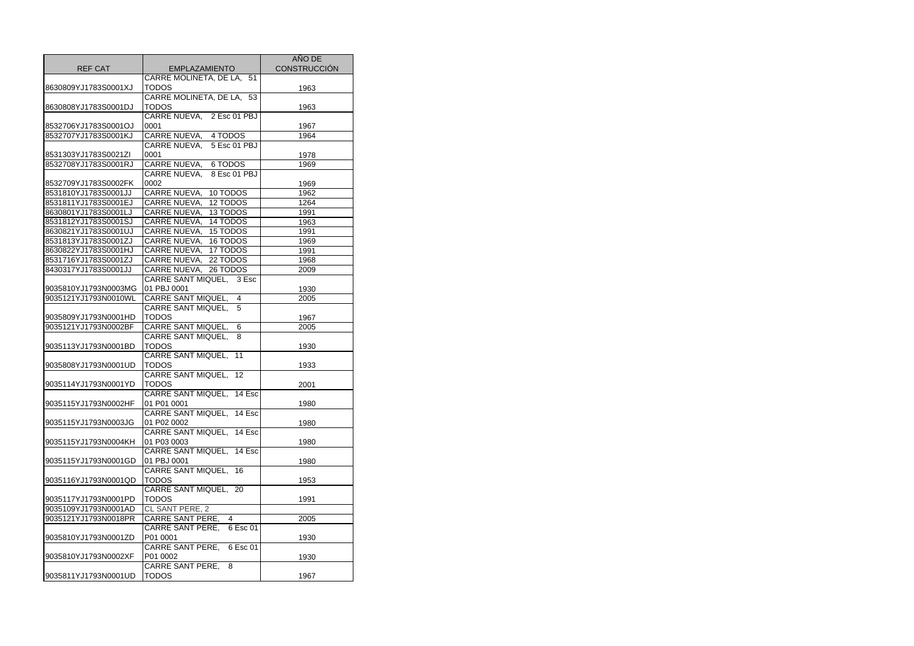| REF CAT | EMPLAZAMIENTO | AÑO DE CONSTRUCCIÓN |
|---|---|---|
| 8630809YJ1783S0001XJ | CARRE MOLINETA, DE LA, 51 TODOS | 1963 |
| 8630808YJ1783S0001DJ | CARRE MOLINETA, DE LA, 53 TODOS | 1963 |
| 8532706YJ1783S0001OJ | CARRE NUEVA, 2 Esc 01 PBJ 0001 | 1967 |
| 8532707YJ1783S0001KJ | CARRE NUEVA, 4 TODOS | 1964 |
| 8531303YJ1783S0021ZI | CARRE NUEVA, 5 Esc 01 PBJ 0001 | 1978 |
| 8532708YJ1783S0001RJ | CARRE NUEVA, 6 TODOS | 1969 |
| 8532709YJ1783S0002FK | CARRE NUEVA, 8 Esc 01 PBJ 0002 | 1969 |
| 8531810YJ1783S0001JJ | CARRE NUEVA, 10 TODOS | 1962 |
| 8531811YJ1783S0001EJ | CARRE NUEVA, 12 TODOS | 1264 |
| 8630801YJ1783S0001LJ | CARRE NUEVA, 13 TODOS | 1991 |
| 8531812YJ1783S0001SJ | CARRE NUEVA, 14 TODOS | 1963 |
| 8630821YJ1783S0001UJ | CARRE NUEVA, 15 TODOS | 1991 |
| 8531813YJ1783S0001ZJ | CARRE NUEVA, 16 TODOS | 1969 |
| 8630822YJ1783S0001HJ | CARRE NUEVA, 17 TODOS | 1991 |
| 8531716YJ1783S0001ZJ | CARRE NUEVA, 22 TODOS | 1968 |
| 8430317YJ1783S0001JJ | CARRE NUEVA, 26 TODOS | 2009 |
| 9035810YJ1793N0003MG | CARRE SANT MIQUEL, 3 Esc 01 PBJ 0001 | 1930 |
| 9035121YJ1793N0010WL | CARRE SANT MIQUEL, 4 | 2005 |
| 9035809YJ1793N0001HD | CARRE SANT MIQUEL, 5 TODOS | 1967 |
| 9035121YJ1793N0002BF | CARRE SANT MIQUEL, 6 | 2005 |
| 9035113YJ1793N0001BD | CARRE SANT MIQUEL, 8 TODOS | 1930 |
| 9035808YJ1793N0001UD | CARRE SANT MIQUEL, 11 TODOS | 1933 |
| 9035114YJ1793N0001YD | CARRE SANT MIQUEL, 12 TODOS | 2001 |
| 9035115YJ1793N0002HF | CARRE SANT MIQUEL, 14 Esc 01 P01 0001 | 1980 |
| 9035115YJ1793N0003JG | CARRE SANT MIQUEL, 14 Esc 01 P02 0002 | 1980 |
| 9035115YJ1793N0004KH | CARRE SANT MIQUEL, 14 Esc 01 P03 0003 | 1980 |
| 9035115YJ1793N0001GD | CARRE SANT MIQUEL, 14 Esc 01 PBJ 0001 | 1980 |
| 9035116YJ1793N0001QD | CARRE SANT MIQUEL, 16 TODOS | 1953 |
| 9035117YJ1793N0001PD | CARRE SANT MIQUEL, 20 TODOS | 1991 |
| 9035109YJ1793N0001AD | CL SANT PERE, 2 | |
| 9035121YJ1793N0018PR | CARRE SANT PERE, 4 | 2005 |
| 9035810YJ1793N0001ZD | CARRE SANT PERE, 6 Esc 01 P01 0001 | 1930 |
| 9035810YJ1793N0002XF | CARRE SANT PERE, 6 Esc 01 P01 0002 | 1930 |
| 9035811YJ1793N0001UD | CARRE SANT PERE, 8 TODOS | 1967 |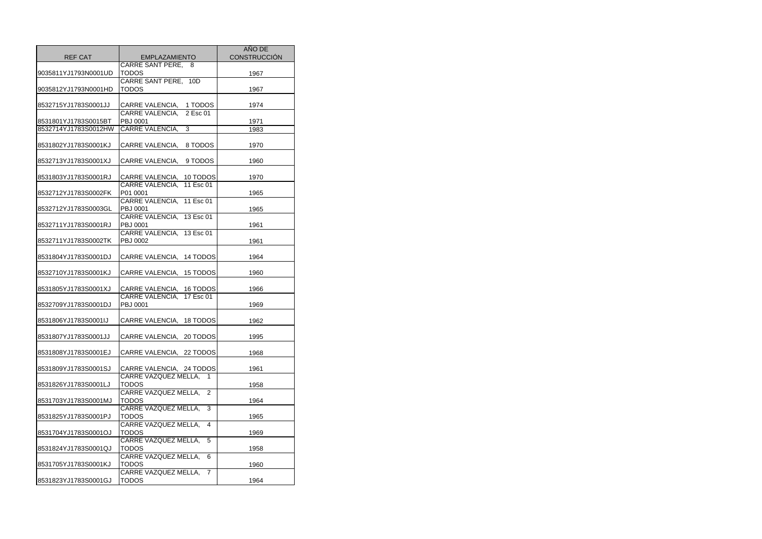| REF CAT | EMPLAZAMIENTO | AÑO DE CONSTRUCCIÓN |
|---|---|---|
| 9035811YJ1793N0001UD | CARRE SANT PERE, 8 TODOS | 1967 |
| 9035812YJ1793N0001HD | CARRE SANT PERE, 10D TODOS | 1967 |
| 8532715YJ1783S0001JJ | CARRE VALENCIA, 1 TODOS | 1974 |
| 8531801YJ1783S0015BT | CARRE VALENCIA, 2 Esc 01 PBJ 0001 | 1971 |
| 8532714YJ1783S0012HW | CARRE VALENCIA, 3 | 1983 |
| 8531802YJ1783S0001KJ | CARRE VALENCIA, 8 TODOS | 1970 |
| 8532713YJ1783S0001XJ | CARRE VALENCIA, 9 TODOS | 1960 |
| 8531803YJ1783S0001RJ | CARRE VALENCIA, 10 TODOS | 1970 |
| 8532712YJ1783S0002FK | CARRE VALENCIA, 11 Esc 01 P01 0001 | 1965 |
| 8532712YJ1783S0003GL | CARRE VALENCIA, 11 Esc 01 PBJ 0001 | 1965 |
| 8532711YJ1783S0001RJ | CARRE VALENCIA, 13 Esc 01 PBJ 0001 | 1961 |
| 8532711YJ1783S0002TK | CARRE VALENCIA, 13 Esc 01 PBJ 0002 | 1961 |
| 8531804YJ1783S0001DJ | CARRE VALENCIA, 14 TODOS | 1964 |
| 8532710YJ1783S0001KJ | CARRE VALENCIA, 15 TODOS | 1960 |
| 8531805YJ1783S0001XJ | CARRE VALENCIA, 16 TODOS | 1966 |
| 8532709YJ1783S0001DJ | CARRE VALENCIA, 17 Esc 01 PBJ 0001 | 1969 |
| 8531806YJ1783S0001IJ | CARRE VALENCIA, 18 TODOS | 1962 |
| 8531807YJ1783S0001JJ | CARRE VALENCIA, 20 TODOS | 1995 |
| 8531808YJ1783S0001EJ | CARRE VALENCIA, 22 TODOS | 1968 |
| 8531809YJ1783S0001SJ | CARRE VALENCIA, 24 TODOS | 1961 |
| 8531826YJ1783S0001LJ | CARRE VAZQUEZ MELLA, 1 TODOS | 1958 |
| 8531703YJ1783S0001MJ | CARRE VAZQUEZ MELLA, 2 TODOS | 1964 |
| 8531825YJ1783S0001PJ | CARRE VAZQUEZ MELLA, 3 TODOS | 1965 |
| 8531704YJ1783S0001OJ | CARRE VAZQUEZ MELLA, 4 TODOS | 1969 |
| 8531824YJ1783S0001QJ | CARRE VAZQUEZ MELLA, 5 TODOS | 1958 |
| 8531705YJ1783S0001KJ | CARRE VAZQUEZ MELLA, 6 TODOS | 1960 |
| 8531823YJ1783S0001GJ | CARRE VAZQUEZ MELLA, 7 TODOS | 1964 |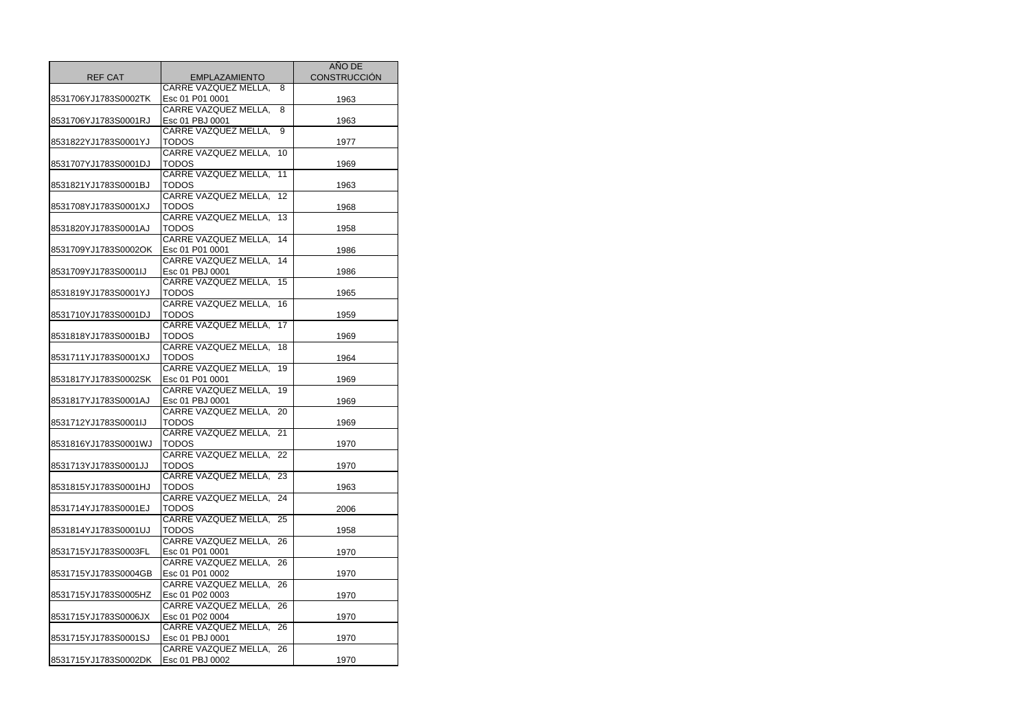| REF CAT | EMPLAZAMIENTO | AÑO DE CONSTRUCCIÓN |
|---|---|---|
| 8531706YJ1783S0002TK | CARRE VAZQUEZ MELLA, 8 Esc 01 P01 0001 | 1963 |
| 8531706YJ1783S0001RJ | CARRE VAZQUEZ MELLA, 8 Esc 01 PBJ 0001 | 1963 |
| 8531822YJ1783S0001YJ | CARRE VAZQUEZ MELLA, 9 TODOS | 1977 |
| 8531707YJ1783S0001DJ | CARRE VAZQUEZ MELLA, 10 TODOS | 1969 |
| 8531821YJ1783S0001BJ | CARRE VAZQUEZ MELLA, 11 TODOS | 1963 |
| 8531708YJ1783S0001XJ | CARRE VAZQUEZ MELLA, 12 TODOS | 1968 |
| 8531820YJ1783S0001AJ | CARRE VAZQUEZ MELLA, 13 TODOS | 1958 |
| 8531709YJ1783S0002OK | CARRE VAZQUEZ MELLA, 14 Esc 01 P01 0001 | 1986 |
| 8531709YJ1783S0001IJ | CARRE VAZQUEZ MELLA, 14 Esc 01 PBJ 0001 | 1986 |
| 8531819YJ1783S0001YJ | CARRE VAZQUEZ MELLA, 15 TODOS | 1965 |
| 8531710YJ1783S0001DJ | CARRE VAZQUEZ MELLA, 16 TODOS | 1959 |
| 8531818YJ1783S0001BJ | CARRE VAZQUEZ MELLA, 17 TODOS | 1969 |
| 8531711YJ1783S0001XJ | CARRE VAZQUEZ MELLA, 18 TODOS | 1964 |
| 8531817YJ1783S0002SK | CARRE VAZQUEZ MELLA, 19 Esc 01 P01 0001 | 1969 |
| 8531817YJ1783S0001AJ | CARRE VAZQUEZ MELLA, 19 Esc 01 PBJ 0001 | 1969 |
| 8531712YJ1783S0001IJ | CARRE VAZQUEZ MELLA, 20 TODOS | 1969 |
| 8531816YJ1783S0001WJ | CARRE VAZQUEZ MELLA, 21 TODOS | 1970 |
| 8531713YJ1783S0001JJ | CARRE VAZQUEZ MELLA, 22 TODOS | 1970 |
| 8531815YJ1783S0001HJ | CARRE VAZQUEZ MELLA, 23 TODOS | 1963 |
| 8531714YJ1783S0001EJ | CARRE VAZQUEZ MELLA, 24 TODOS | 2006 |
| 8531814YJ1783S0001UJ | CARRE VAZQUEZ MELLA, 25 TODOS | 1958 |
| 8531715YJ1783S0003FL | CARRE VAZQUEZ MELLA, 26 Esc 01 P01 0001 | 1970 |
| 8531715YJ1783S0004GB | CARRE VAZQUEZ MELLA, 26 Esc 01 P01 0002 | 1970 |
| 8531715YJ1783S0005HZ | CARRE VAZQUEZ MELLA, 26 Esc 01 P02 0003 | 1970 |
| 8531715YJ1783S0006JX | CARRE VAZQUEZ MELLA, 26 Esc 01 P02 0004 | 1970 |
| 8531715YJ1783S0001SJ | CARRE VAZQUEZ MELLA, 26 Esc 01 PBJ 0001 | 1970 |
| 8531715YJ1783S0002DK | CARRE VAZQUEZ MELLA, 26 Esc 01 PBJ 0002 | 1970 |